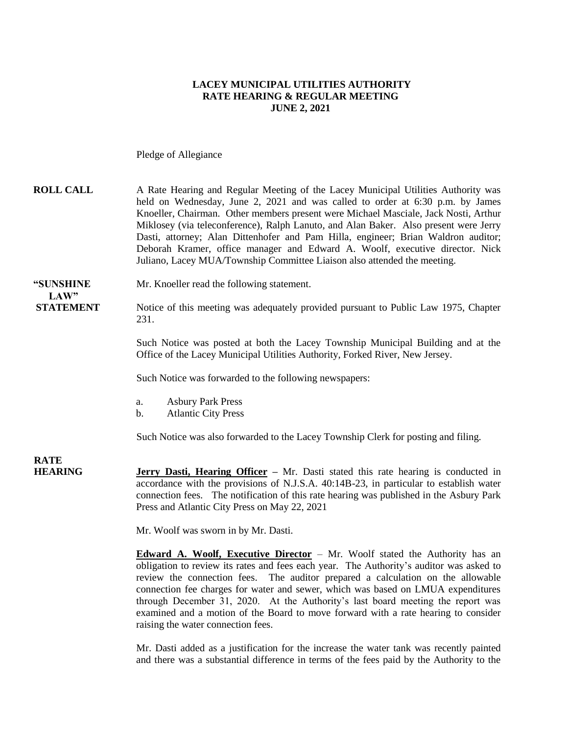# LACEY MUNICIPAL UTILITIES AUTHORITY
# RATE HEARING & REGULAR MEETING
# JUNE 2, 2021

Pledge of Allegiance

**ROLL CALL**

A Rate Hearing and Regular Meeting of the Lacey Municipal Utilities Authority was held on Wednesday, June 2, 2021 and was called to order at 6:30 p.m. by James Knoeller, Chairman. Other members present were Michael Masciale, Jack Nosti, Arthur Miklosey (via teleconference), Ralph Lanuto, and Alan Baker. Also present were Jerry Dasti, attorney; Alan Dittenhofer and Pam Hilla, engineer; Brian Waldron auditor; Deborah Kramer, office manager and Edward A. Woolf, executive director. Nick Juliano, Lacey MUA/Township Committee Liaison also attended the meeting.

**"SUNSHINE LAW" STATEMENT**

Mr. Knoeller read the following statement.

Notice of this meeting was adequately provided pursuant to Public Law 1975, Chapter 231.

Such Notice was posted at both the Lacey Township Municipal Building and at the Office of the Lacey Municipal Utilities Authority, Forked River, New Jersey.

Such Notice was forwarded to the following newspapers:

a. Asbury Park Press
b. Atlantic City Press

Such Notice was also forwarded to the Lacey Township Clerk for posting and filing.

**RATE HEARING**

**Jerry Dasti, Hearing Officer** – Mr. Dasti stated this rate hearing is conducted in accordance with the provisions of N.J.S.A. 40:14B-23, in particular to establish water connection fees. The notification of this rate hearing was published in the Asbury Park Press and Atlantic City Press on May 22, 2021

Mr. Woolf was sworn in by Mr. Dasti.

**Edward A. Woolf, Executive Director** – Mr. Woolf stated the Authority has an obligation to review its rates and fees each year. The Authority's auditor was asked to review the connection fees. The auditor prepared a calculation on the allowable connection fee charges for water and sewer, which was based on LMUA expenditures through December 31, 2020. At the Authority's last board meeting the report was examined and a motion of the Board to move forward with a rate hearing to consider raising the water connection fees.

Mr. Dasti added as a justification for the increase the water tank was recently painted and there was a substantial difference in terms of the fees paid by the Authority to the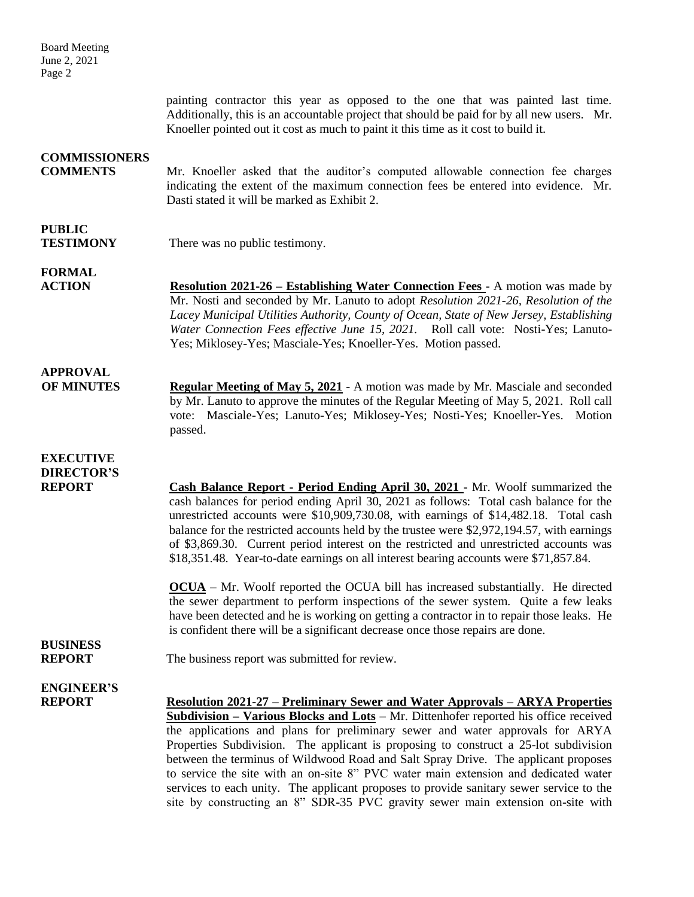painting contractor this year as opposed to the one that was painted last time. Additionally, this is an accountable project that should be paid for by all new users. Mr. Knoeller pointed out it cost as much to paint it this time as it cost to build it.

**COMMISSIONERS COMMENTS**

Mr. Knoeller asked that the auditor's computed allowable connection fee charges indicating the extent of the maximum connection fees be entered into evidence. Mr. Dasti stated it will be marked as Exhibit 2.

**PUBLIC TESTIMONY**

There was no public testimony.

**FORMAL ACTION**

**Resolution 2021-26 – Establishing Water Connection Fees** - A motion was made by Mr. Nosti and seconded by Mr. Lanuto to adopt *Resolution 2021-26, Resolution of the Lacey Municipal Utilities Authority, County of Ocean, State of New Jersey, Establishing Water Connection Fees effective June 15, 2021.* Roll call vote: Nosti-Yes; Lanuto-Yes; Miklosey-Yes; Masciale-Yes; Knoeller-Yes. Motion passed.

**APPROVAL OF MINUTES**

**Regular Meeting of May 5, 2021** - A motion was made by Mr. Masciale and seconded by Mr. Lanuto to approve the minutes of the Regular Meeting of May 5, 2021. Roll call vote: Masciale-Yes; Lanuto-Yes; Miklosey-Yes; Nosti-Yes; Knoeller-Yes. Motion passed.

**EXECUTIVE DIRECTOR'S REPORT**

**Cash Balance Report - Period Ending April 30, 2021** - Mr. Woolf summarized the cash balances for period ending April 30, 2021 as follows: Total cash balance for the unrestricted accounts were $10,909,730.08, with earnings of $14,482.18. Total cash balance for the restricted accounts held by the trustee were $2,972,194.57, with earnings of $3,869.30. Current period interest on the restricted and unrestricted accounts was $18,351.48. Year-to-date earnings on all interest bearing accounts were $71,857.84.

**OCUA** – Mr. Woolf reported the OCUA bill has increased substantially. He directed the sewer department to perform inspections of the sewer system. Quite a few leaks have been detected and he is working on getting a contractor in to repair those leaks. He is confident there will be a significant decrease once those repairs are done.

**BUSINESS REPORT**

The business report was submitted for review.

**ENGINEER'S REPORT**

**Resolution 2021-27 – Preliminary Sewer and Water Approvals – ARYA Properties Subdivision – Various Blocks and Lots** – Mr. Dittenhofer reported his office received the applications and plans for preliminary sewer and water approvals for ARYA Properties Subdivision. The applicant is proposing to construct a 25-lot subdivision between the terminus of Wildwood Road and Salt Spray Drive. The applicant proposes to service the site with an on-site 8" PVC water main extension and dedicated water services to each unity. The applicant proposes to provide sanitary sewer service to the site by constructing an 8" SDR-35 PVC gravity sewer main extension on-site with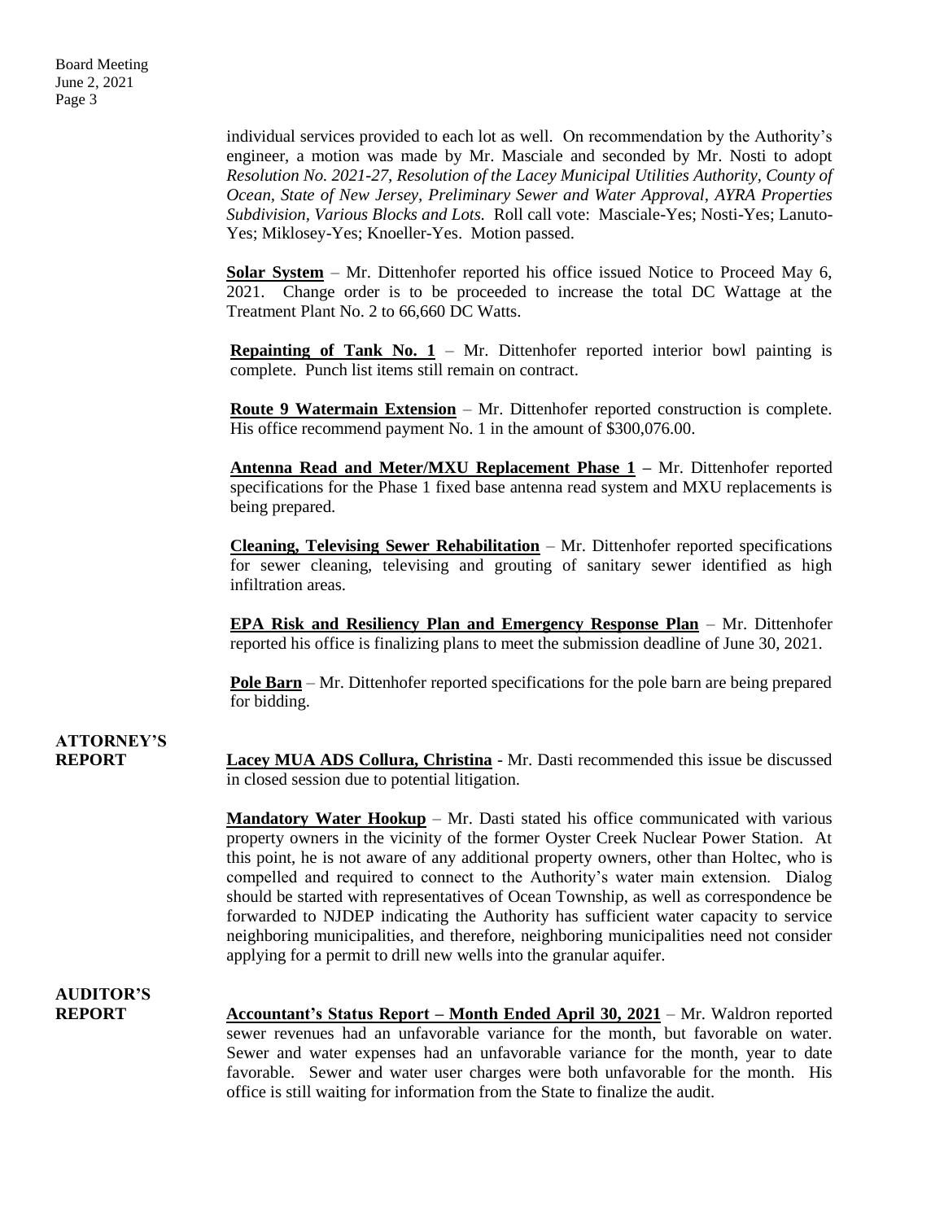individual services provided to each lot as well. On recommendation by the Authority's engineer, a motion was made by Mr. Masciale and seconded by Mr. Nosti to adopt *Resolution No. 2021-27, Resolution of the Lacey Municipal Utilities Authority, County of Ocean, State of New Jersey, Preliminary Sewer and Water Approval, AYRA Properties Subdivision, Various Blocks and Lots.* Roll call vote: Masciale-Yes; Nosti-Yes; Lanuto-Yes; Miklosey-Yes; Knoeller-Yes. Motion passed.

**Solar System** – Mr. Dittenhofer reported his office issued Notice to Proceed May 6, 2021. Change order is to be proceeded to increase the total DC Wattage at the Treatment Plant No. 2 to 66,660 DC Watts.

**Repainting of Tank No. 1** – Mr. Dittenhofer reported interior bowl painting is complete. Punch list items still remain on contract.

**Route 9 Watermain Extension** – Mr. Dittenhofer reported construction is complete. His office recommend payment No. 1 in the amount of $300,076.00.

**Antenna Read and Meter/MXU Replacement Phase 1** – Mr. Dittenhofer reported specifications for the Phase 1 fixed base antenna read system and MXU replacements is being prepared.

**Cleaning, Televising Sewer Rehabilitation** – Mr. Dittenhofer reported specifications for sewer cleaning, televising and grouting of sanitary sewer identified as high infiltration areas.

**EPA Risk and Resiliency Plan and Emergency Response Plan** – Mr. Dittenhofer reported his office is finalizing plans to meet the submission deadline of June 30, 2021.

**Pole Barn** – Mr. Dittenhofer reported specifications for the pole barn are being prepared for bidding.

**ATTORNEY'S REPORT**

**Lacey MUA ADS Collura, Christina** - Mr. Dasti recommended this issue be discussed in closed session due to potential litigation.

**Mandatory Water Hookup** – Mr. Dasti stated his office communicated with various property owners in the vicinity of the former Oyster Creek Nuclear Power Station. At this point, he is not aware of any additional property owners, other than Holtec, who is compelled and required to connect to the Authority's water main extension. Dialog should be started with representatives of Ocean Township, as well as correspondence be forwarded to NJDEP indicating the Authority has sufficient water capacity to service neighboring municipalities, and therefore, neighboring municipalities need not consider applying for a permit to drill new wells into the granular aquifer.

**AUDITOR'S REPORT**

**Accountant's Status Report – Month Ended April 30, 2021** – Mr. Waldron reported sewer revenues had an unfavorable variance for the month, but favorable on water. Sewer and water expenses had an unfavorable variance for the month, year to date favorable. Sewer and water user charges were both unfavorable for the month. His office is still waiting for information from the State to finalize the audit.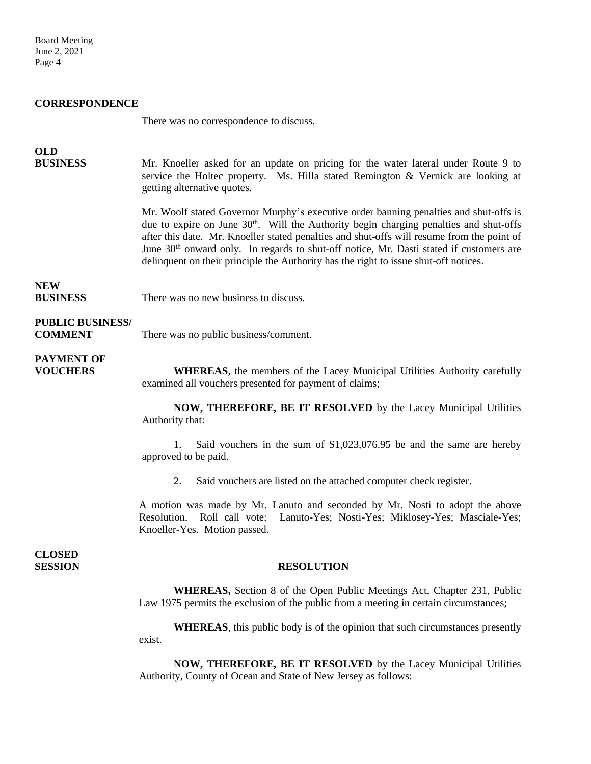**CORRESPONDENCE**

There was no correspondence to discuss.

**OLD BUSINESS**

Mr. Knoeller asked for an update on pricing for the water lateral under Route 9 to service the Holtec property. Ms. Hilla stated Remington & Vernick are looking at getting alternative quotes.

Mr. Woolf stated Governor Murphy's executive order banning penalties and shut-offs is due to expire on June 30th. Will the Authority begin charging penalties and shut-offs after this date. Mr. Knoeller stated penalties and shut-offs will resume from the point of June 30th onward only. In regards to shut-off notice, Mr. Dasti stated if customers are delinquent on their principle the Authority has the right to issue shut-off notices.

**NEW BUSINESS**

There was no new business to discuss.

**PUBLIC BUSINESS/ COMMENT**

There was no public business/comment.

**PAYMENT OF VOUCHERS**

**WHEREAS**, the members of the Lacey Municipal Utilities Authority carefully examined all vouchers presented for payment of claims;

**NOW, THEREFORE, BE IT RESOLVED** by the Lacey Municipal Utilities Authority that:

1. Said vouchers in the sum of $1,023,076.95 be and the same are hereby approved to be paid.

2. Said vouchers are listed on the attached computer check register.

A motion was made by Mr. Lanuto and seconded by Mr. Nosti to adopt the above Resolution. Roll call vote: Lanuto-Yes; Nosti-Yes; Miklosey-Yes; Masciale-Yes; Knoeller-Yes. Motion passed.

**CLOSED SESSION**

**RESOLUTION**

**WHEREAS,** Section 8 of the Open Public Meetings Act, Chapter 231, Public Law 1975 permits the exclusion of the public from a meeting in certain circumstances;

**WHEREAS**, this public body is of the opinion that such circumstances presently exist.

**NOW, THEREFORE, BE IT RESOLVED** by the Lacey Municipal Utilities Authority, County of Ocean and State of New Jersey as follows: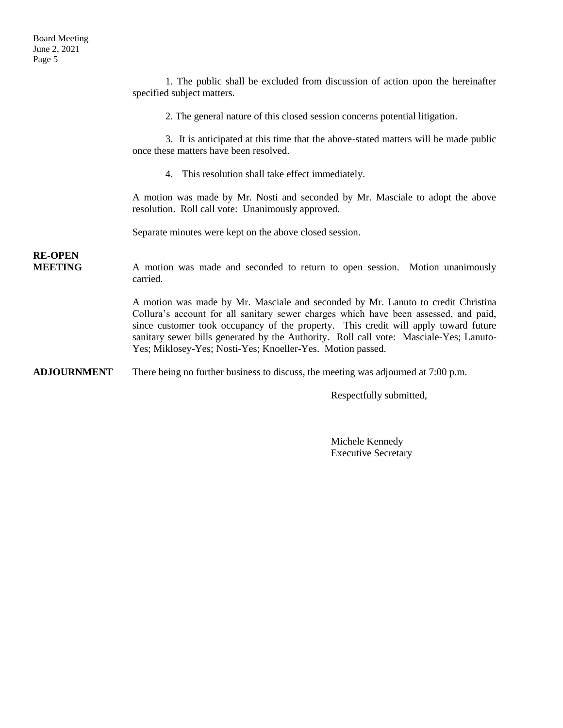1. The public shall be excluded from discussion of action upon the hereinafter specified subject matters.

2. The general nature of this closed session concerns potential litigation.

3. It is anticipated at this time that the above-stated matters will be made public once these matters have been resolved.

4. This resolution shall take effect immediately.

A motion was made by Mr. Nosti and seconded by Mr. Masciale to adopt the above resolution. Roll call vote: Unanimously approved.

Separate minutes were kept on the above closed session.

**RE-OPEN MEETING**

A motion was made and seconded to return to open session. Motion unanimously carried.

A motion was made by Mr. Masciale and seconded by Mr. Lanuto to credit Christina Collura's account for all sanitary sewer charges which have been assessed, and paid, since customer took occupancy of the property. This credit will apply toward future sanitary sewer bills generated by the Authority. Roll call vote: Masciale-Yes; Lanuto-Yes; Miklosey-Yes; Nosti-Yes; Knoeller-Yes. Motion passed.

**ADJOURNMENT**

There being no further business to discuss, the meeting was adjourned at 7:00 p.m.

Respectfully submitted,

Michele Kennedy
Executive Secretary